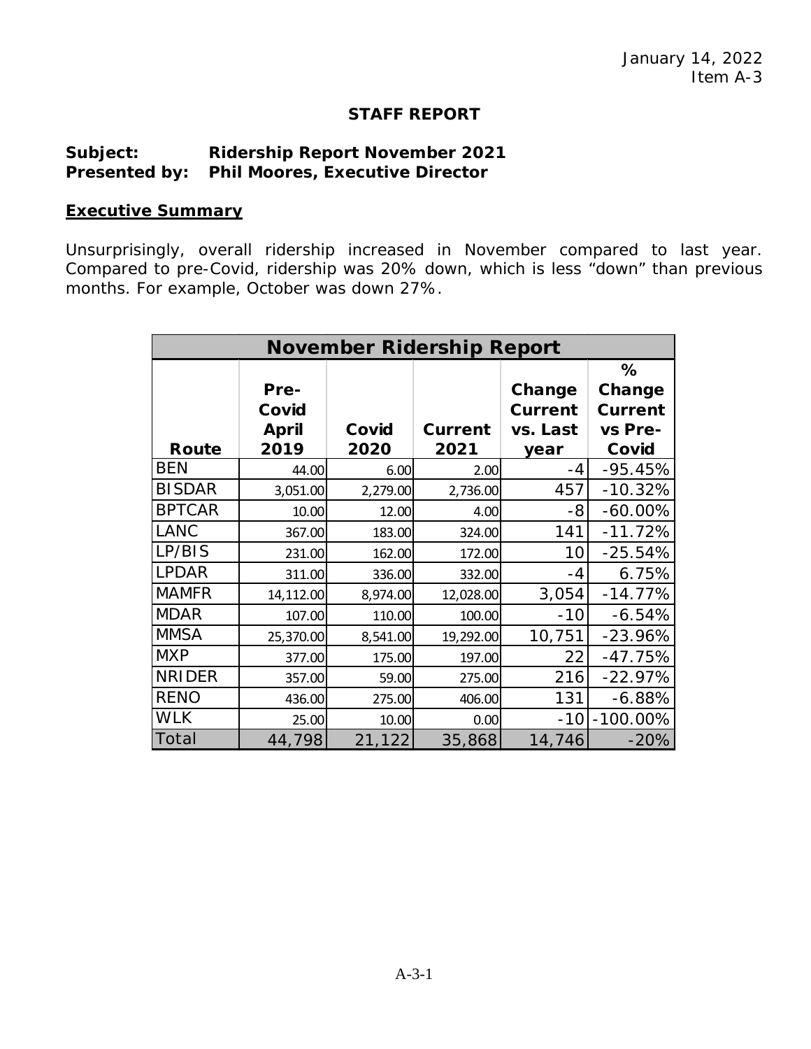January 14, 2022
Item A-3

**STAFF REPORT**

**Subject:** **Ridership Report November 2021**
**Presented by:** **Phil Moores, Executive Director**

## Executive Summary

Unsurprisingly, overall ridership increased in November compared to last year. Compared to pre-Covid, ridership was 20% down, which is less "down" than previous months. For example, October was down 27%.

| November Ridership Report | | | | | |
|---|---|---|---|---|---|
| Route | Pre-Covid April 2019 | Covid 2020 | Current 2021 | Change Current vs. Last year | % Change Current vs Pre-Covid |
| BEN | 44.00 | 6.00 | 2.00 | -4 | -95.45% |
| BISDAR | 3,051.00 | 2,279.00 | 2,736.00 | 457 | -10.32% |
| BPTCAR | 10.00 | 12.00 | 4.00 | -8 | -60.00% |
| LANC | 367.00 | 183.00 | 324.00 | 141 | -11.72% |
| LP/BIS | 231.00 | 162.00 | 172.00 | 10 | -25.54% |
| LPDAR | 311.00 | 336.00 | 332.00 | -4 | 6.75% |
| MAMFR | 14,112.00 | 8,974.00 | 12,028.00 | 3,054 | -14.77% |
| MDAR | 107.00 | 110.00 | 100.00 | -10 | -6.54% |
| MMSA | 25,370.00 | 8,541.00 | 19,292.00 | 10,751 | -23.96% |
| MXP | 377.00 | 175.00 | 197.00 | 22 | -47.75% |
| NRIDER | 357.00 | 59.00 | 275.00 | 216 | -22.97% |
| RENO | 436.00 | 275.00 | 406.00 | 131 | -6.88% |
| WLK | 25.00 | 10.00 | 0.00 | -10 | -100.00% |
| Total | 44,798 | 21,122 | 35,868 | 14,746 | -20% |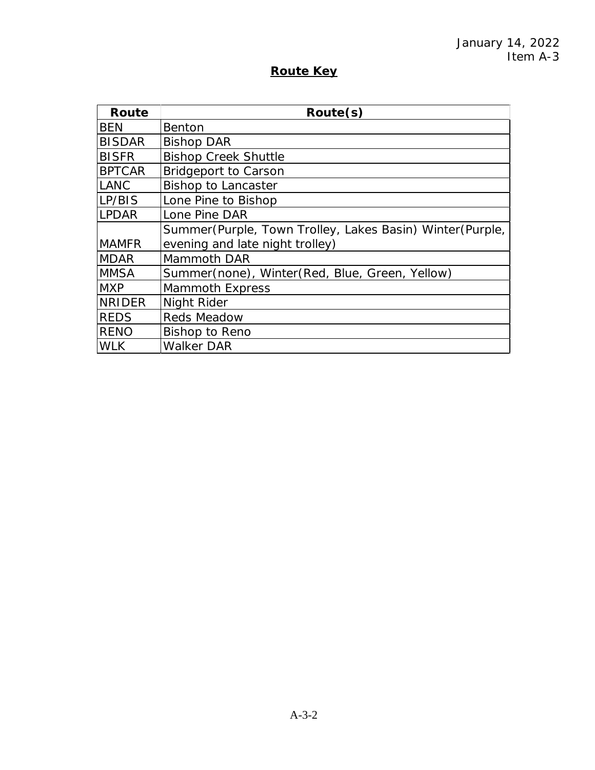January 14, 2022
Item A-3

# Route Key

| Route | Route(s) |
|---|---|
| BEN | Benton |
| BISDAR | Bishop DAR |
| BISFR | Bishop Creek Shuttle |
| BPTCAR | Bridgeport to Carson |
| LANC | Bishop to Lancaster |
| LP/BIS | Lone Pine to Bishop |
| LPDAR | Lone Pine DAR |
| MAMFR | Summer(Purple, Town Trolley, Lakes Basin) Winter(Purple, evening and late night trolley) |
| MDAR | Mammoth DAR |
| MMSA | Summer(none), Winter(Red, Blue, Green, Yellow) |
| MXP | Mammoth Express |
| NRIDER | Night Rider |
| REDS | Reds Meadow |
| RENO | Bishop to Reno |
| WLK | Walker DAR |